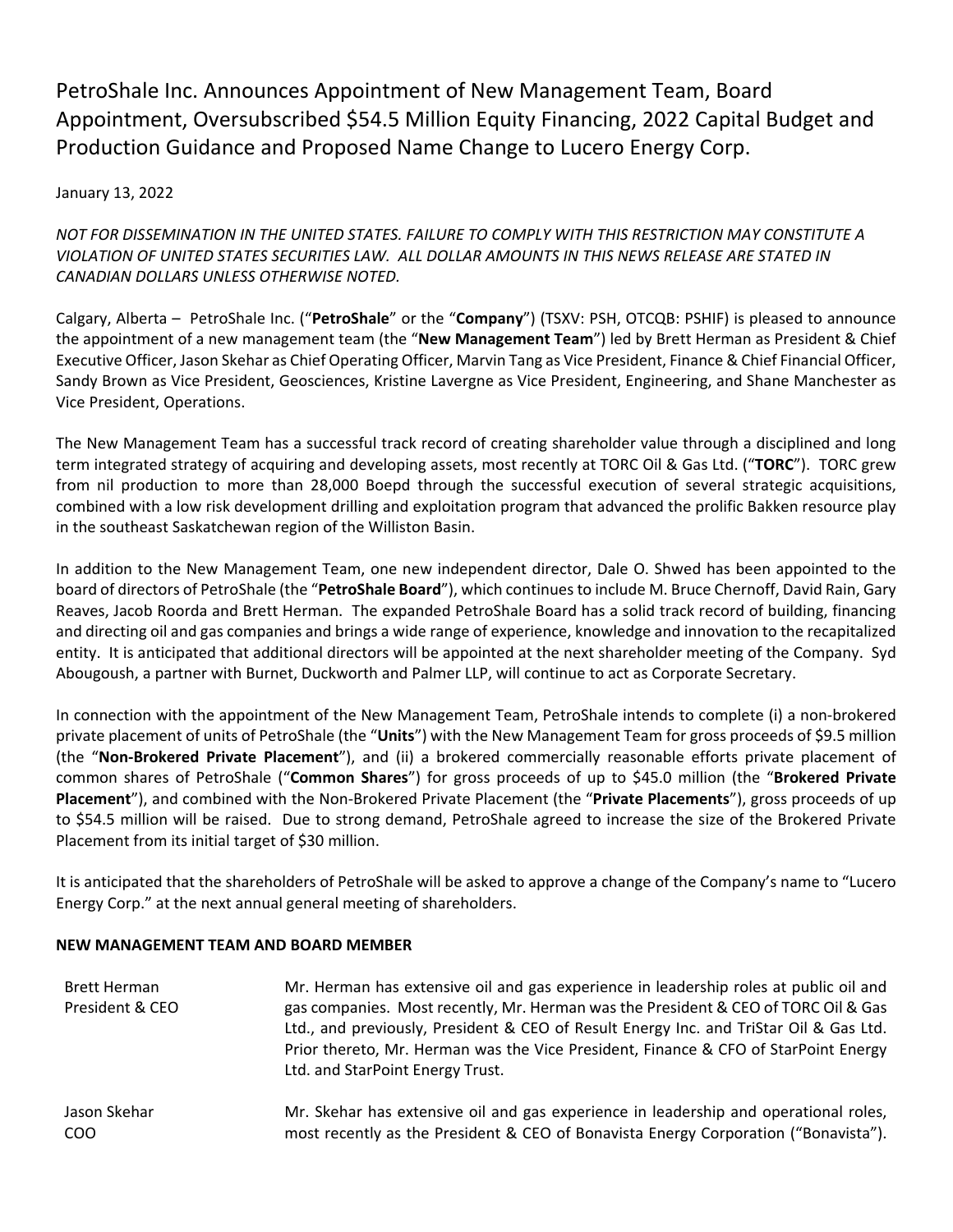# PetroShale Inc. Announces Appointment of New Management Team, Board Appointment, Oversubscribed $54.5 Million Equity Financing, 2022 Capital Budget and Production Guidance and Proposed Name Change to Lucero Energy Corp.

January 13, 2022

*NOT FOR DISSEMINATION IN THE UNITED STATES. FAILURE TO COMPLY WITH THIS RESTRICTION MAY CONSTITUTE A VIOLATION OF UNITED STATES SECURITIES LAW. ALL DOLLAR AMOUNTS IN THIS NEWS RELEASE ARE STATED IN CANADIAN DOLLARS UNLESS OTHERWISE NOTED.*

Calgary, Alberta – PetroShale Inc. ("**PetroShale**" or the "**Company**") (TSXV: PSH, OTCQB: PSHIF) is pleased to announce the appointment of a new management team (the "**New Management Team**") led by Brett Herman as President & Chief Executive Officer, Jason Skehar as Chief Operating Officer, Marvin Tang as Vice President, Finance & Chief Financial Officer, Sandy Brown as Vice President, Geosciences, Kristine Lavergne as Vice President, Engineering, and Shane Manchester as Vice President, Operations.

The New Management Team has a successful track record of creating shareholder value through a disciplined and long term integrated strategy of acquiring and developing assets, most recently at TORC Oil & Gas Ltd. ("**TORC**"). TORC grew from nil production to more than 28,000 Boepd through the successful execution of several strategic acquisitions, combined with a low risk development drilling and exploitation program that advanced the prolific Bakken resource play in the southeast Saskatchewan region of the Williston Basin.

In addition to the New Management Team, one new independent director, Dale O. Shwed has been appointed to the board of directors of PetroShale (the "**PetroShale Board**"), which continues to include M. Bruce Chernoff, David Rain, Gary Reaves, Jacob Roorda and Brett Herman. The expanded PetroShale Board has a solid track record of building, financing and directing oil and gas companies and brings a wide range of experience, knowledge and innovation to the recapitalized entity. It is anticipated that additional directors will be appointed at the next shareholder meeting of the Company. Syd Abougoush, a partner with Burnet, Duckworth and Palmer LLP, will continue to act as Corporate Secretary.

In connection with the appointment of the New Management Team, PetroShale intends to complete (i) a non-brokered private placement of units of PetroShale (the "**Units**") with the New Management Team for gross proceeds of $9.5 million (the "**Non-Brokered Private Placement**"), and (ii) a brokered commercially reasonable efforts private placement of common shares of PetroShale ("**Common Shares**") for gross proceeds of up to $45.0 million (the "**Brokered Private Placement**"), and combined with the Non-Brokered Private Placement (the "**Private Placements**"), gross proceeds of up to $54.5 million will be raised. Due to strong demand, PetroShale agreed to increase the size of the Brokered Private Placement from its initial target of $30 million.

It is anticipated that the shareholders of PetroShale will be asked to approve a change of the Company's name to "Lucero Energy Corp." at the next annual general meeting of shareholders.

**NEW MANAGEMENT TEAM AND BOARD MEMBER**

| | |
|---|---|
| Brett Herman<br>President & CEO | Mr. Herman has extensive oil and gas experience in leadership roles at public oil and gas companies. Most recently, Mr. Herman was the President & CEO of TORC Oil & Gas Ltd., and previously, President & CEO of Result Energy Inc. and TriStar Oil & Gas Ltd. Prior thereto, Mr. Herman was the Vice President, Finance & CFO of StarPoint Energy Ltd. and StarPoint Energy Trust. |
| Jason Skehar<br>COO | Mr. Skehar has extensive oil and gas experience in leadership and operational roles, most recently as the President & CEO of Bonavista Energy Corporation ("Bonavista"). |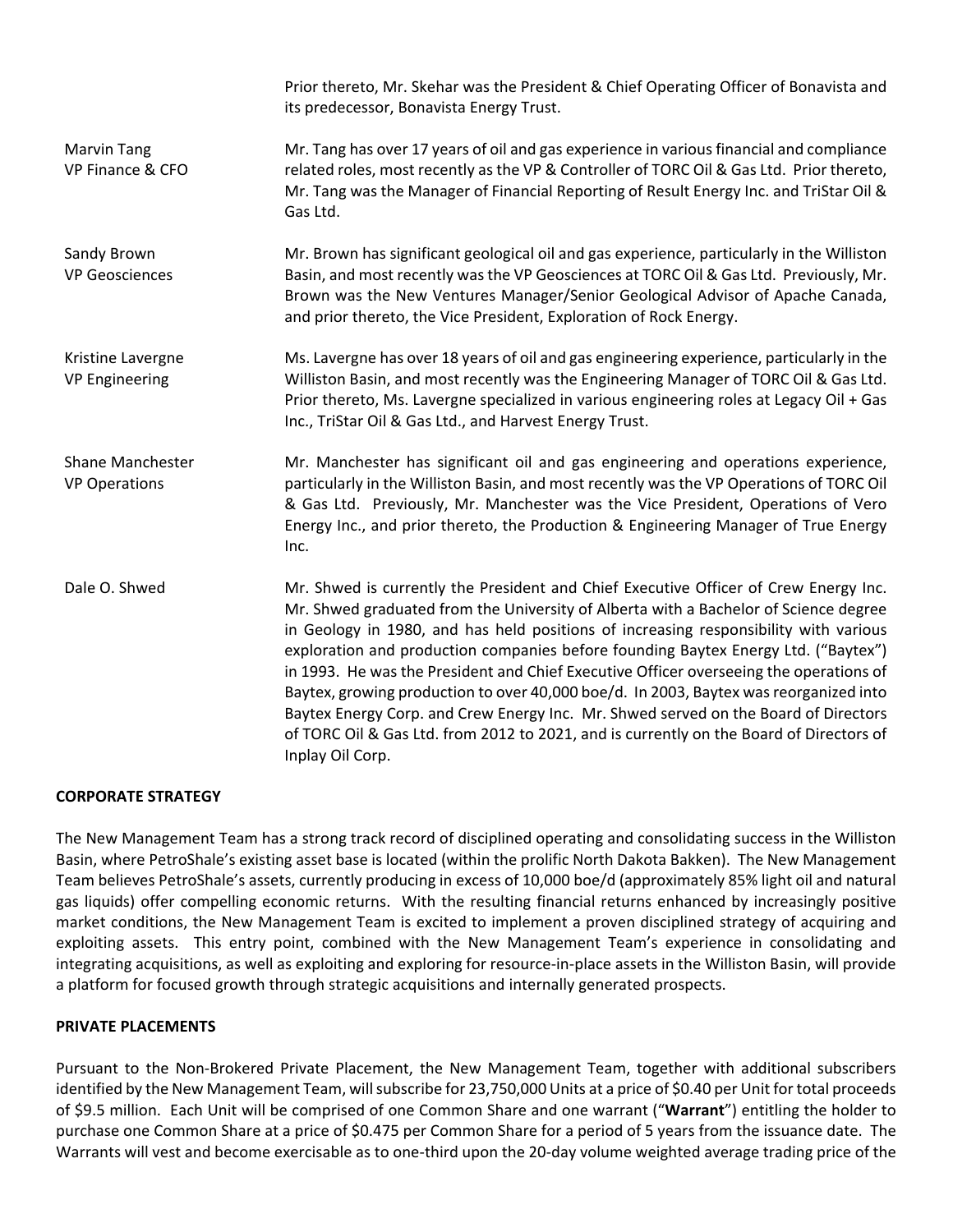| | |
|---|---|
| | Prior thereto, Mr. Skehar was the President & Chief Operating Officer of Bonavista and its predecessor, Bonavista Energy Trust. |
| Marvin Tang<br>VP Finance & CFO | Mr. Tang has over 17 years of oil and gas experience in various financial and compliance related roles, most recently as the VP & Controller of TORC Oil & Gas Ltd. Prior thereto, Mr. Tang was the Manager of Financial Reporting of Result Energy Inc. and TriStar Oil & Gas Ltd. |
| Sandy Brown<br>VP Geosciences | Mr. Brown has significant geological oil and gas experience, particularly in the Williston Basin, and most recently was the VP Geosciences at TORC Oil & Gas Ltd. Previously, Mr. Brown was the New Ventures Manager/Senior Geological Advisor of Apache Canada, and prior thereto, the Vice President, Exploration of Rock Energy. |
| Kristine Lavergne<br>VP Engineering | Ms. Lavergne has over 18 years of oil and gas engineering experience, particularly in the Williston Basin, and most recently was the Engineering Manager of TORC Oil & Gas Ltd. Prior thereto, Ms. Lavergne specialized in various engineering roles at Legacy Oil + Gas Inc., TriStar Oil & Gas Ltd., and Harvest Energy Trust. |
| Shane Manchester<br>VP Operations | Mr. Manchester has significant oil and gas engineering and operations experience, particularly in the Williston Basin, and most recently was the VP Operations of TORC Oil & Gas Ltd. Previously, Mr. Manchester was the Vice President, Operations of Vero Energy Inc., and prior thereto, the Production & Engineering Manager of True Energy Inc. |
| Dale O. Shwed | Mr. Shwed is currently the President and Chief Executive Officer of Crew Energy Inc. Mr. Shwed graduated from the University of Alberta with a Bachelor of Science degree in Geology in 1980, and has held positions of increasing responsibility with various exploration and production companies before founding Baytex Energy Ltd. ("Baytex") in 1993. He was the President and Chief Executive Officer overseeing the operations of Baytex, growing production to over 40,000 boe/d. In 2003, Baytex was reorganized into Baytex Energy Corp. and Crew Energy Inc. Mr. Shwed served on the Board of Directors of TORC Oil & Gas Ltd. from 2012 to 2021, and is currently on the Board of Directors of Inplay Oil Corp. |

**CORPORATE STRATEGY**

The New Management Team has a strong track record of disciplined operating and consolidating success in the Williston Basin, where PetroShale's existing asset base is located (within the prolific North Dakota Bakken). The New Management Team believes PetroShale's assets, currently producing in excess of 10,000 boe/d (approximately 85% light oil and natural gas liquids) offer compelling economic returns. With the resulting financial returns enhanced by increasingly positive market conditions, the New Management Team is excited to implement a proven disciplined strategy of acquiring and exploiting assets. This entry point, combined with the New Management Team's experience in consolidating and integrating acquisitions, as well as exploiting and exploring for resource-in-place assets in the Williston Basin, will provide a platform for focused growth through strategic acquisitions and internally generated prospects.

**PRIVATE PLACEMENTS**

Pursuant to the Non-Brokered Private Placement, the New Management Team, together with additional subscribers identified by the New Management Team, will subscribe for 23,750,000 Units at a price of $0.40 per Unit for total proceeds of $9.5 million. Each Unit will be comprised of one Common Share and one warrant ("**Warrant**") entitling the holder to purchase one Common Share at a price of $0.475 per Common Share for a period of 5 years from the issuance date. The Warrants will vest and become exercisable as to one-third upon the 20-day volume weighted average trading price of the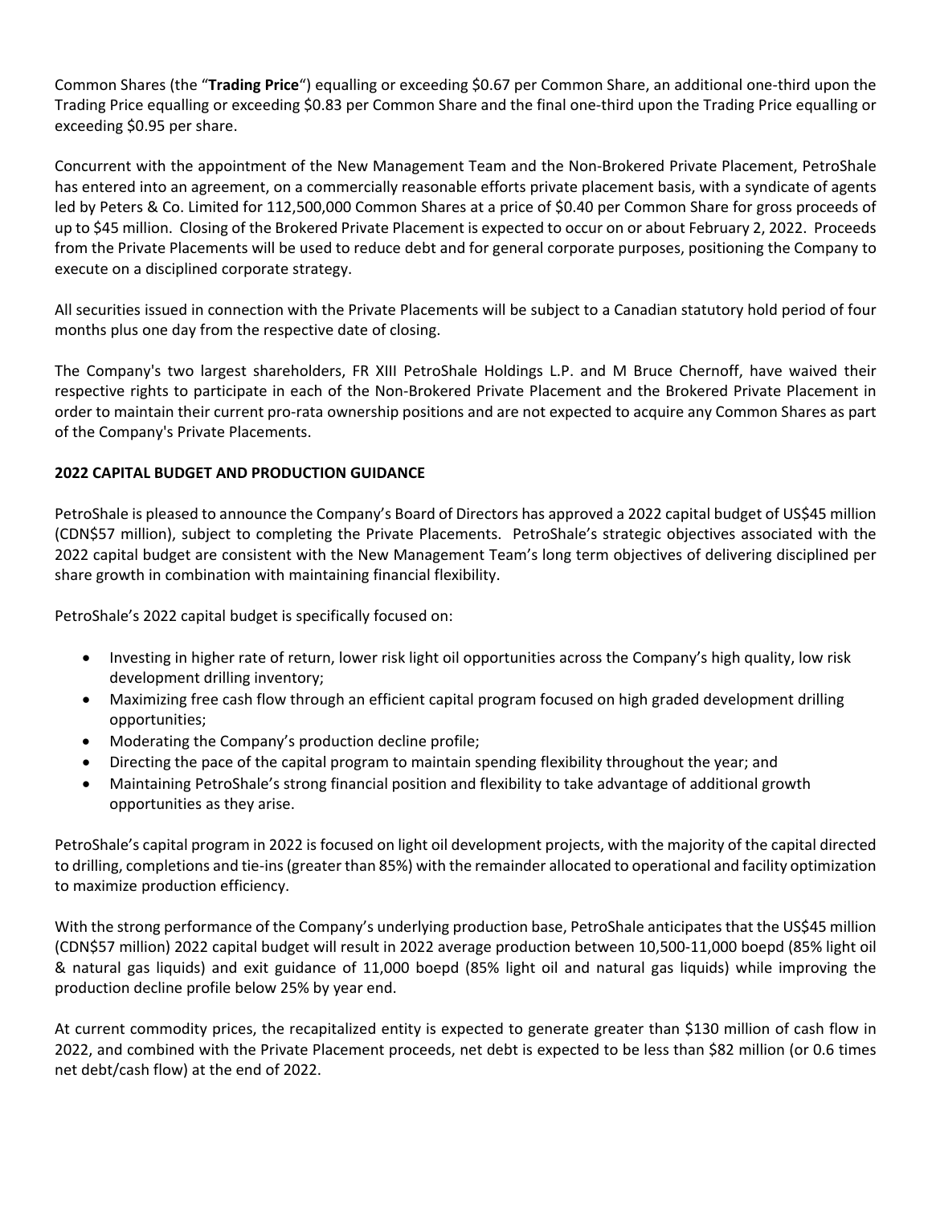Common Shares (the "**Trading Price**") equalling or exceeding $0.67 per Common Share, an additional one-third upon the Trading Price equalling or exceeding $0.83 per Common Share and the final one-third upon the Trading Price equalling or exceeding $0.95 per share.

Concurrent with the appointment of the New Management Team and the Non-Brokered Private Placement, PetroShale has entered into an agreement, on a commercially reasonable efforts private placement basis, with a syndicate of agents led by Peters & Co. Limited for 112,500,000 Common Shares at a price of $0.40 per Common Share for gross proceeds of up to $45 million. Closing of the Brokered Private Placement is expected to occur on or about February 2, 2022. Proceeds from the Private Placements will be used to reduce debt and for general corporate purposes, positioning the Company to execute on a disciplined corporate strategy.

All securities issued in connection with the Private Placements will be subject to a Canadian statutory hold period of four months plus one day from the respective date of closing.

The Company's two largest shareholders, FR XIII PetroShale Holdings L.P. and M Bruce Chernoff, have waived their respective rights to participate in each of the Non-Brokered Private Placement and the Brokered Private Placement in order to maintain their current pro-rata ownership positions and are not expected to acquire any Common Shares as part of the Company's Private Placements.

**2022 CAPITAL BUDGET AND PRODUCTION GUIDANCE**

PetroShale is pleased to announce the Company's Board of Directors has approved a 2022 capital budget of US$45 million (CDN$57 million), subject to completing the Private Placements. PetroShale's strategic objectives associated with the 2022 capital budget are consistent with the New Management Team's long term objectives of delivering disciplined per share growth in combination with maintaining financial flexibility.

PetroShale's 2022 capital budget is specifically focused on:

- Investing in higher rate of return, lower risk light oil opportunities across the Company's high quality, low risk development drilling inventory;
- Maximizing free cash flow through an efficient capital program focused on high graded development drilling opportunities;
- Moderating the Company's production decline profile;
- Directing the pace of the capital program to maintain spending flexibility throughout the year; and
- Maintaining PetroShale's strong financial position and flexibility to take advantage of additional growth opportunities as they arise.

PetroShale's capital program in 2022 is focused on light oil development projects, with the majority of the capital directed to drilling, completions and tie-ins (greater than 85%) with the remainder allocated to operational and facility optimization to maximize production efficiency.

With the strong performance of the Company's underlying production base, PetroShale anticipates that the US$45 million (CDN$57 million) 2022 capital budget will result in 2022 average production between 10,500-11,000 boepd (85% light oil & natural gas liquids) and exit guidance of 11,000 boepd (85% light oil and natural gas liquids) while improving the production decline profile below 25% by year end.

At current commodity prices, the recapitalized entity is expected to generate greater than $130 million of cash flow in 2022, and combined with the Private Placement proceeds, net debt is expected to be less than $82 million (or 0.6 times net debt/cash flow) at the end of 2022.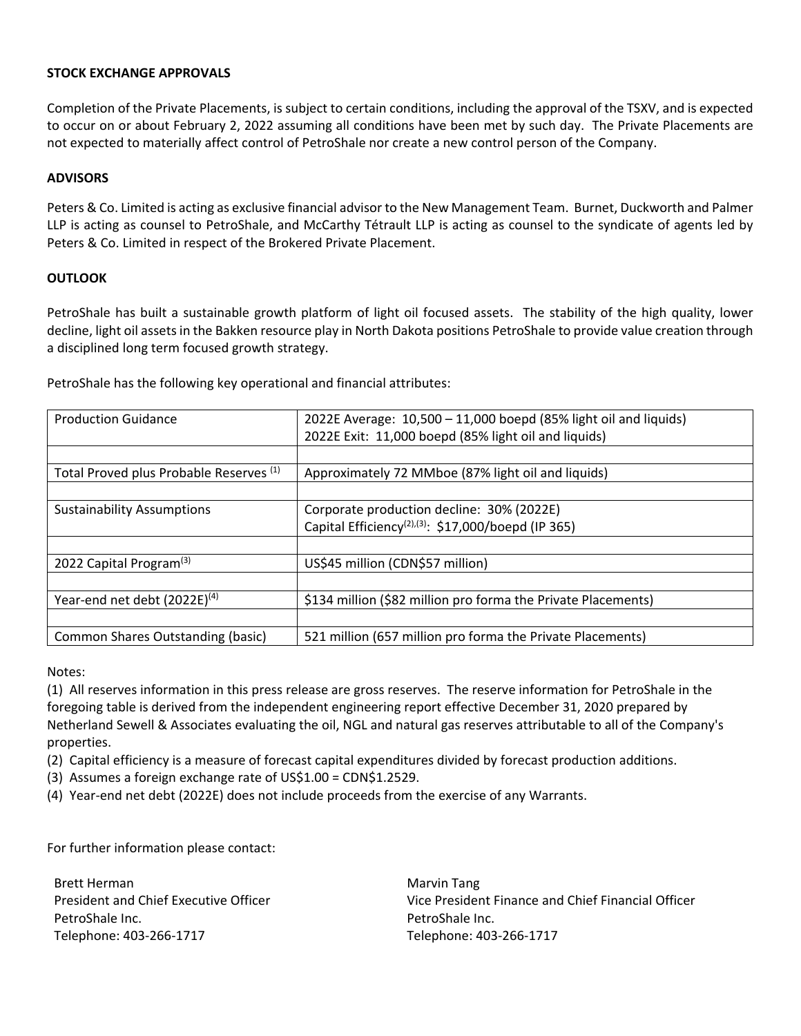**STOCK EXCHANGE APPROVALS**

Completion of the Private Placements, is subject to certain conditions, including the approval of the TSXV, and is expected to occur on or about February 2, 2022 assuming all conditions have been met by such day. The Private Placements are not expected to materially affect control of PetroShale nor create a new control person of the Company.

**ADVISORS**

Peters & Co. Limited is acting as exclusive financial advisor to the New Management Team. Burnet, Duckworth and Palmer LLP is acting as counsel to PetroShale, and McCarthy Tétrault LLP is acting as counsel to the syndicate of agents led by Peters & Co. Limited in respect of the Brokered Private Placement.

**OUTLOOK**

PetroShale has built a sustainable growth platform of light oil focused assets. The stability of the high quality, lower decline, light oil assets in the Bakken resource play in North Dakota positions PetroShale to provide value creation through a disciplined long term focused growth strategy.

PetroShale has the following key operational and financial attributes:

| | |
|---|---|
| Production Guidance | 2022E Average: 10,500 – 11,000 boepd (85% light oil and liquids)<br>2022E Exit: 11,000 boepd (85% light oil and liquids) |
| | |
| Total Proved plus Probable Reserves (1) | Approximately 72 MMboe (87% light oil and liquids) |
| | |
| Sustainability Assumptions | Corporate production decline: 30% (2022E)<br>Capital Efficiency(2),(3): $17,000/boepd (IP 365) |
| | |
| 2022 Capital Program(3) | US$45 million (CDN$57 million) |
| | |
| Year-end net debt (2022E)(4) | $134 million ($82 million pro forma the Private Placements) |
| | |
| Common Shares Outstanding (basic) | 521 million (657 million pro forma the Private Placements) |

Notes:

(1) All reserves information in this press release are gross reserves. The reserve information for PetroShale in the foregoing table is derived from the independent engineering report effective December 31, 2020 prepared by Netherland Sewell & Associates evaluating the oil, NGL and natural gas reserves attributable to all of the Company's properties.

(2) Capital efficiency is a measure of forecast capital expenditures divided by forecast production additions.

(3) Assumes a foreign exchange rate of US$1.00 = CDN$1.2529.

(4) Year-end net debt (2022E) does not include proceeds from the exercise of any Warrants.

For further information please contact:

Brett Herman
President and Chief Executive Officer
PetroShale Inc.
Telephone: 403-266-1717

Marvin Tang
Vice President Finance and Chief Financial Officer
PetroShale Inc.
Telephone: 403-266-1717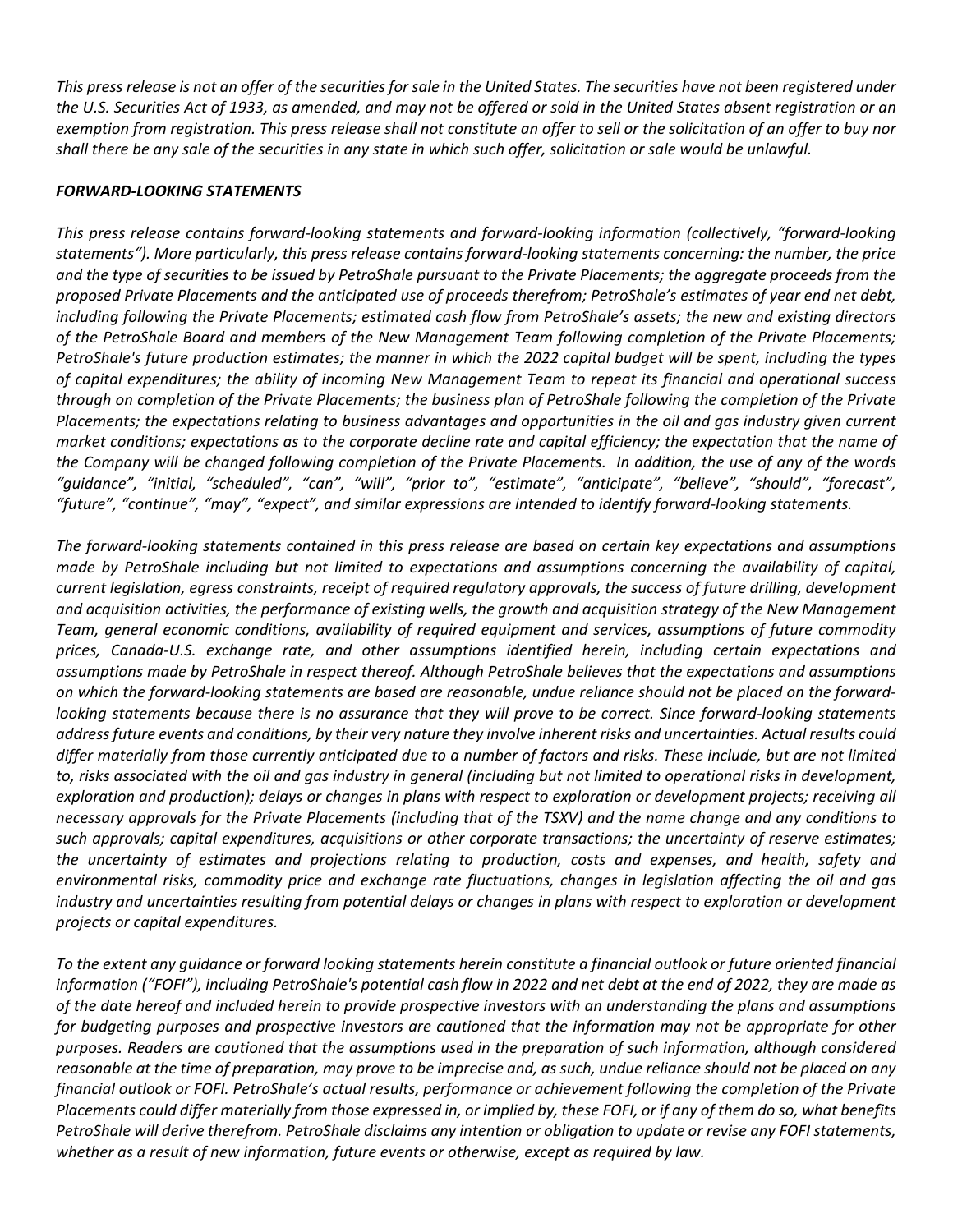*This press release is not an offer of the securities for sale in the United States. The securities have not been registered under the U.S. Securities Act of 1933, as amended, and may not be offered or sold in the United States absent registration or an exemption from registration. This press release shall not constitute an offer to sell or the solicitation of an offer to buy nor shall there be any sale of the securities in any state in which such offer, solicitation or sale would be unlawful.*

***FORWARD-LOOKING STATEMENTS***

*This press release contains forward-looking statements and forward-looking information (collectively, "forward-looking statements"). More particularly, this press release contains forward-looking statements concerning: the number, the price and the type of securities to be issued by PetroShale pursuant to the Private Placements; the aggregate proceeds from the proposed Private Placements and the anticipated use of proceeds therefrom; PetroShale's estimates of year end net debt, including following the Private Placements; estimated cash flow from PetroShale's assets; the new and existing directors of the PetroShale Board and members of the New Management Team following completion of the Private Placements; PetroShale's future production estimates; the manner in which the 2022 capital budget will be spent, including the types of capital expenditures; the ability of incoming New Management Team to repeat its financial and operational success through on completion of the Private Placements; the business plan of PetroShale following the completion of the Private Placements; the expectations relating to business advantages and opportunities in the oil and gas industry given current market conditions; expectations as to the corporate decline rate and capital efficiency; the expectation that the name of the Company will be changed following completion of the Private Placements. In addition, the use of any of the words "guidance", "initial, "scheduled", "can", "will", "prior to", "estimate", "anticipate", "believe", "should", "forecast", "future", "continue", "may", "expect", and similar expressions are intended to identify forward-looking statements.*

*The forward-looking statements contained in this press release are based on certain key expectations and assumptions made by PetroShale including but not limited to expectations and assumptions concerning the availability of capital, current legislation, egress constraints, receipt of required regulatory approvals, the success of future drilling, development and acquisition activities, the performance of existing wells, the growth and acquisition strategy of the New Management Team, general economic conditions, availability of required equipment and services, assumptions of future commodity prices, Canada-U.S. exchange rate, and other assumptions identified herein, including certain expectations and assumptions made by PetroShale in respect thereof. Although PetroShale believes that the expectations and assumptions on which the forward-looking statements are based are reasonable, undue reliance should not be placed on the forward-looking statements because there is no assurance that they will prove to be correct. Since forward-looking statements address future events and conditions, by their very nature they involve inherent risks and uncertainties. Actual results could differ materially from those currently anticipated due to a number of factors and risks. These include, but are not limited to, risks associated with the oil and gas industry in general (including but not limited to operational risks in development, exploration and production); delays or changes in plans with respect to exploration or development projects; receiving all necessary approvals for the Private Placements (including that of the TSXV) and the name change and any conditions to such approvals; capital expenditures, acquisitions or other corporate transactions; the uncertainty of reserve estimates; the uncertainty of estimates and projections relating to production, costs and expenses, and health, safety and environmental risks, commodity price and exchange rate fluctuations, changes in legislation affecting the oil and gas industry and uncertainties resulting from potential delays or changes in plans with respect to exploration or development projects or capital expenditures.*

*To the extent any guidance or forward looking statements herein constitute a financial outlook or future oriented financial information ("FOFI"), including PetroShale's potential cash flow in 2022 and net debt at the end of 2022, they are made as of the date hereof and included herein to provide prospective investors with an understanding the plans and assumptions for budgeting purposes and prospective investors are cautioned that the information may not be appropriate for other purposes. Readers are cautioned that the assumptions used in the preparation of such information, although considered reasonable at the time of preparation, may prove to be imprecise and, as such, undue reliance should not be placed on any financial outlook or FOFI. PetroShale's actual results, performance or achievement following the completion of the Private Placements could differ materially from those expressed in, or implied by, these FOFI, or if any of them do so, what benefits PetroShale will derive therefrom. PetroShale disclaims any intention or obligation to update or revise any FOFI statements, whether as a result of new information, future events or otherwise, except as required by law.*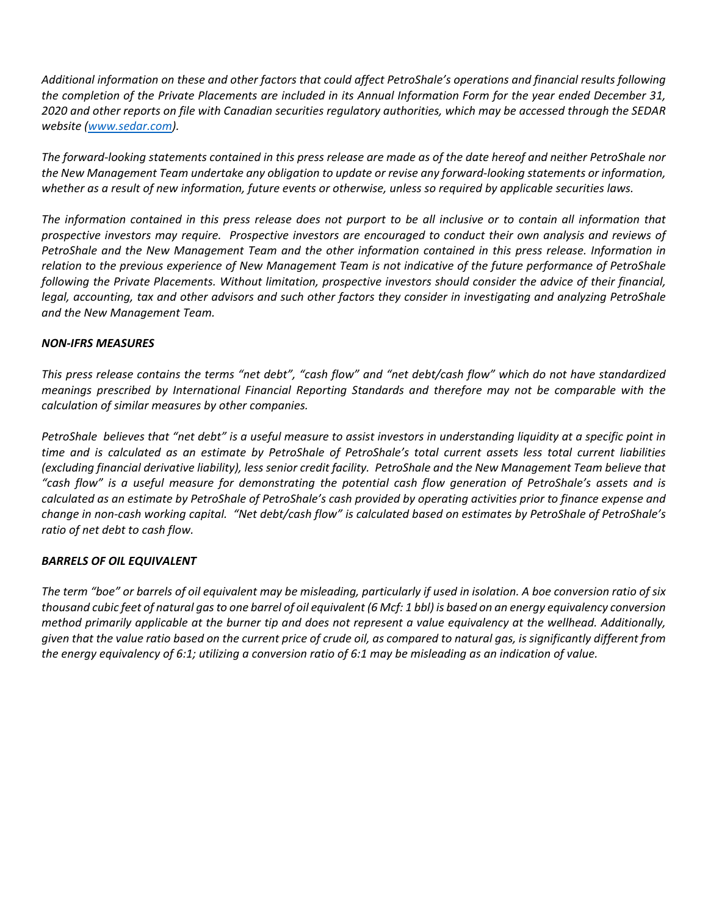*Additional information on these and other factors that could affect PetroShale's operations and financial results following the completion of the Private Placements are included in its Annual Information Form for the year ended December 31, 2020 and other reports on file with Canadian securities regulatory authorities, which may be accessed through the SEDAR website ([www.sedar.com](http://www.sedar.com)).*

*The forward-looking statements contained in this press release are made as of the date hereof and neither PetroShale nor the New Management Team undertake any obligation to update or revise any forward-looking statements or information, whether as a result of new information, future events or otherwise, unless so required by applicable securities laws.*

*The information contained in this press release does not purport to be all inclusive or to contain all information that prospective investors may require. Prospective investors are encouraged to conduct their own analysis and reviews of PetroShale and the New Management Team and the other information contained in this press release. Information in relation to the previous experience of New Management Team is not indicative of the future performance of PetroShale following the Private Placements. Without limitation, prospective investors should consider the advice of their financial, legal, accounting, tax and other advisors and such other factors they consider in investigating and analyzing PetroShale and the New Management Team.*

***NON-IFRS MEASURES***

*This press release contains the terms "net debt", "cash flow" and "net debt/cash flow" which do not have standardized meanings prescribed by International Financial Reporting Standards and therefore may not be comparable with the calculation of similar measures by other companies.*

*PetroShale believes that "net debt" is a useful measure to assist investors in understanding liquidity at a specific point in time and is calculated as an estimate by PetroShale of PetroShale's total current assets less total current liabilities (excluding financial derivative liability), less senior credit facility. PetroShale and the New Management Team believe that "cash flow" is a useful measure for demonstrating the potential cash flow generation of PetroShale's assets and is calculated as an estimate by PetroShale of PetroShale's cash provided by operating activities prior to finance expense and change in non-cash working capital. "Net debt/cash flow" is calculated based on estimates by PetroShale of PetroShale's ratio of net debt to cash flow.*

***BARRELS OF OIL EQUIVALENT***

*The term "boe" or barrels of oil equivalent may be misleading, particularly if used in isolation. A boe conversion ratio of six thousand cubic feet of natural gas to one barrel of oil equivalent (6 Mcf: 1 bbl) is based on an energy equivalency conversion method primarily applicable at the burner tip and does not represent a value equivalency at the wellhead. Additionally, given that the value ratio based on the current price of crude oil, as compared to natural gas, is significantly different from the energy equivalency of 6:1; utilizing a conversion ratio of 6:1 may be misleading as an indication of value.*